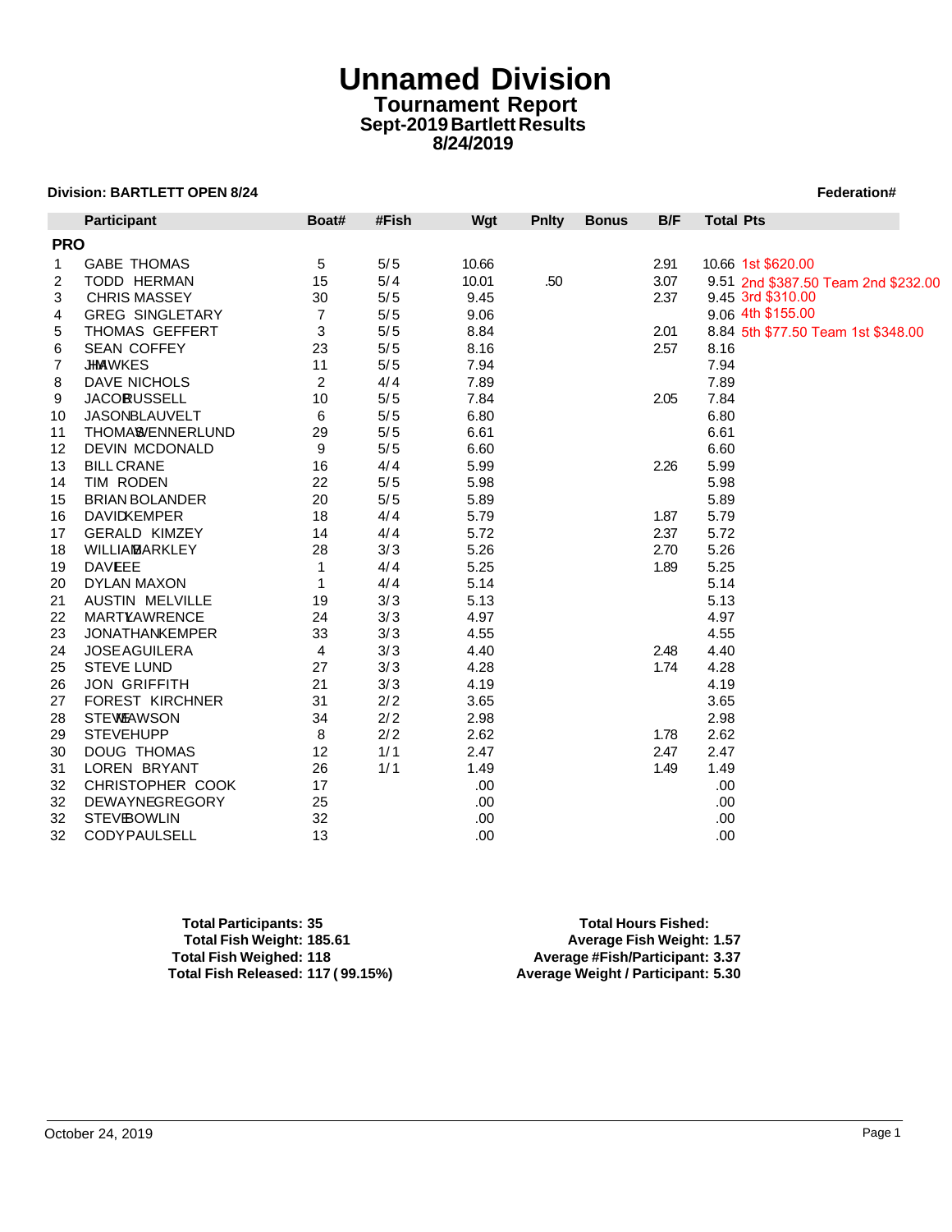# Unnamed Division

## Tournament Report

### Sept-2019 Bartlett Results

### 8/24/2019

**Division: BARTLETT OPEN 8/24** **Federation#**

| | Participant | Boat# | #Fish | Wgt | Pnlty | Bonus | B/F | Total Pts | |
|---|---|---|---|---|---|---|---|---|---|
| **PRO** | | | | | | | | | |
| 1 | GABE THOMAS | 5 | 5/5 | 10.66 | | | 2.91 | 10.66 | 1st $620.00 |
| 2 | TODD HERMAN | 15 | 5/4 | 10.01 | .50 | | 3.07 | 9.51 | 2nd $387.50 Team 2nd $232.00 |
| 3 | CHRIS MASSEY | 30 | 5/5 | 9.45 | | | 2.37 | 9.45 | 3rd $310.00 |
| 4 | GREG SINGLETARY | 7 | 5/5 | 9.06 | | | | 9.06 | 4th $155.00 |
| 5 | THOMAS GEFFERT | 3 | 5/5 | 8.84 | | | 2.01 | 8.84 | 5th $77.50 Team 1st $348.00 |
| 6 | SEAN COFFEY | 23 | 5/5 | 8.16 | | | 2.57 | 8.16 | |
| 7 | JIM HAWKES | 11 | 5/5 | 7.94 | | | | 7.94 | |
| 8 | DAVE NICHOLS | 2 | 4/4 | 7.89 | | | | 7.89 | |
| 9 | JACOB RUSSELL | 10 | 5/5 | 7.84 | | | 2.05 | 7.84 | |
| 10 | JASON BLAUVELT | 6 | 5/5 | 6.80 | | | | 6.80 | |
| 11 | THOMAS WENNERLUND | 29 | 5/5 | 6.61 | | | | 6.61 | |
| 12 | DEVIN MCDONALD | 9 | 5/5 | 6.60 | | | | 6.60 | |
| 13 | BILL CRANE | 16 | 4/4 | 5.99 | | | 2.26 | 5.99 | |
| 14 | TIM RODEN | 22 | 5/5 | 5.98 | | | | 5.98 | |
| 15 | BRIAN BOLANDER | 20 | 5/5 | 5.89 | | | | 5.89 | |
| 16 | DAVID KEMPER | 18 | 4/4 | 5.79 | | | 1.87 | 5.79 | |
| 17 | GERALD KIMZEY | 14 | 4/4 | 5.72 | | | 2.37 | 5.72 | |
| 18 | WILLIAM BARKLEY | 28 | 3/3 | 5.26 | | | 2.70 | 5.26 | |
| 19 | DAVE LEE | 1 | 4/4 | 5.25 | | | 1.89 | 5.25 | |
| 20 | DYLAN MAXON | 1 | 4/4 | 5.14 | | | | 5.14 | |
| 21 | AUSTIN MELVILLE | 19 | 3/3 | 5.13 | | | | 5.13 | |
| 22 | MARTY LAWRENCE | 24 | 3/3 | 4.97 | | | | 4.97 | |
| 23 | JONATHAN KEMPER | 33 | 3/3 | 4.55 | | | | 4.55 | |
| 24 | JOSE AGUILERA | 4 | 3/3 | 4.40 | | | 2.48 | 4.40 | |
| 25 | STEVE LUND | 27 | 3/3 | 4.28 | | | 1.74 | 4.28 | |
| 26 | JON GRIFFITH | 21 | 3/3 | 4.19 | | | | 4.19 | |
| 27 | FOREST KIRCHNER | 31 | 2/2 | 3.65 | | | | 3.65 | |
| 28 | STEVE DAWSON | 34 | 2/2 | 2.98 | | | | 2.98 | |
| 29 | STEVE HUPP | 8 | 2/2 | 2.62 | | | 1.78 | 2.62 | |
| 30 | DOUG THOMAS | 12 | 1/1 | 2.47 | | | 2.47 | 2.47 | |
| 31 | LOREN BRYANT | 26 | 1/1 | 1.49 | | | 1.49 | 1.49 | |
| 32 | CHRISTOPHER COOK | 17 | | .00 | | | | .00 | |
| 32 | DEWAYNE GREGORY | 25 | | .00 | | | | .00 | |
| 32 | STEVE BOWLIN | 32 | | .00 | | | | .00 | |
| 32 | CODY PAULSELL | 13 | | .00 | | | | .00 | |

**Total Participants: 35**
**Total Fish Weight: 185.61**
**Total Fish Weighed: 118**
**Total Fish Released: 117 ( 99.15%)**

**Total Hours Fished:**
**Average Fish Weight: 1.57**
**Average #Fish/Participant: 3.37**
**Average Weight / Participant: 5.30**

October 24, 2019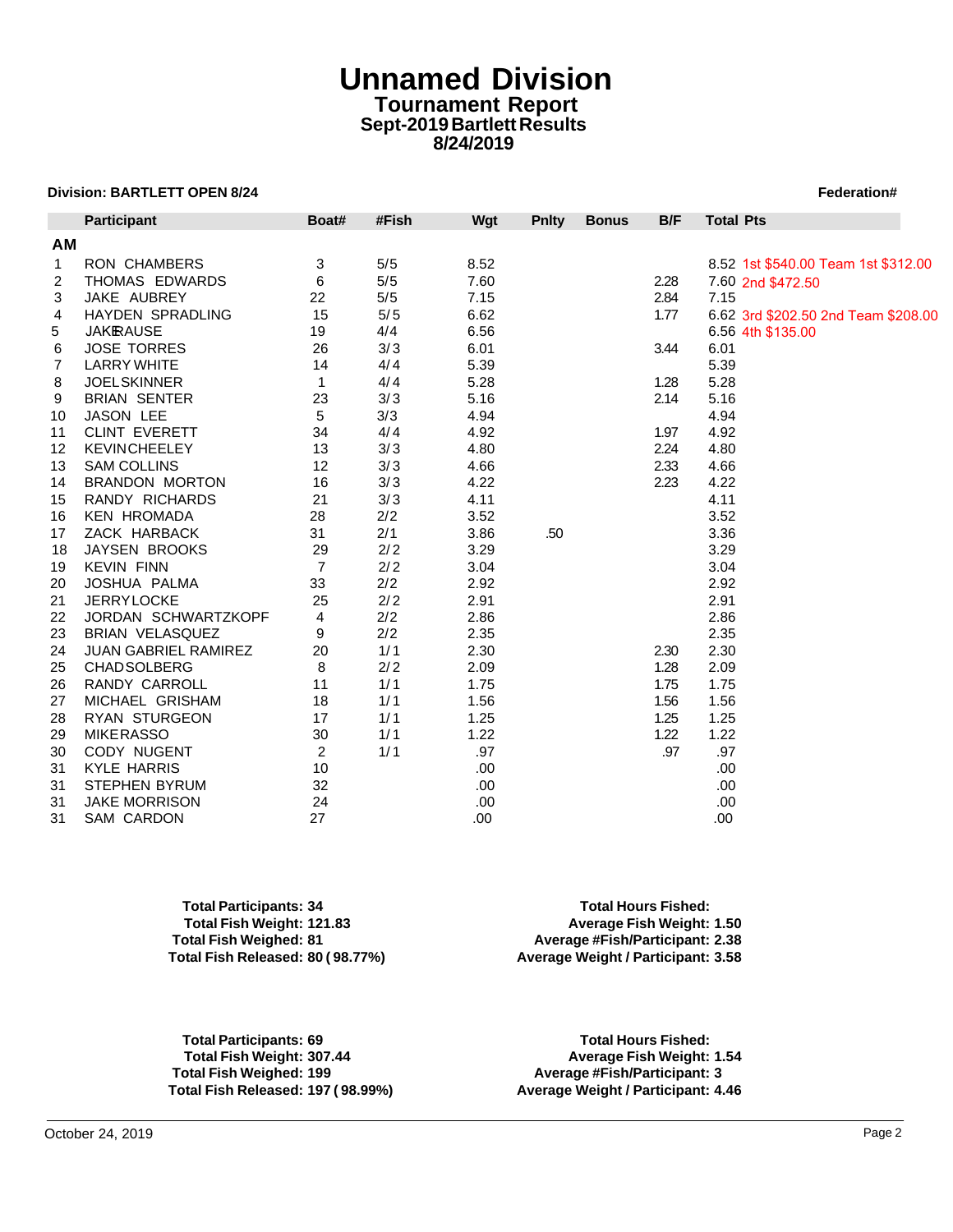# Unnamed Division

## Tournament Report

### Sept-2019 Bartlett Results

### 8/24/2019

**Division: BARTLETT OPEN 8/24** **Federation#**

| | Participant | Boat# | #Fish | Wgt | Pnlty | Bonus | B/F | Total Pts | |
|---|---|---|---|---|---|---|---|---|---|
| **AM** | | | | | | | | | |
| 1 | RON CHAMBERS | 3 | 5/5 | 8.52 | | | | 8.52 | 1st $540.00 Team 1st $312.00 |
| 2 | THOMAS EDWARDS | 6 | 5/5 | 7.60 | | | 2.28 | 7.60 | 2nd $472.50 |
| 3 | JAKE AUBREY | 22 | 5/5 | 7.15 | | | 2.84 | 7.15 | |
| 4 | HAYDEN SPRADLING | 15 | 5/5 | 6.62 | | | 1.77 | 6.62 | 3rd $202.50 2nd Team $208.00 |
| 5 | JAKE RAUSE | 19 | 4/4 | 6.56 | | | | 6.56 | 4th $135.00 |
| 6 | JOSE TORRES | 26 | 3/3 | 6.01 | | | 3.44 | 6.01 | |
| 7 | LARRY WHITE | 14 | 4/4 | 5.39 | | | | 5.39 | |
| 8 | JOEL SKINNER | 1 | 4/4 | 5.28 | | | 1.28 | 5.28 | |
| 9 | BRIAN SENTER | 23 | 3/3 | 5.16 | | | 2.14 | 5.16 | |
| 10 | JASON LEE | 5 | 3/3 | 4.94 | | | | 4.94 | |
| 11 | CLINT EVERETT | 34 | 4/4 | 4.92 | | | 1.97 | 4.92 | |
| 12 | KEVIN CHEELEY | 13 | 3/3 | 4.80 | | | 2.24 | 4.80 | |
| 13 | SAM COLLINS | 12 | 3/3 | 4.66 | | | 2.33 | 4.66 | |
| 14 | BRANDON MORTON | 16 | 3/3 | 4.22 | | | 2.23 | 4.22 | |
| 15 | RANDY RICHARDS | 21 | 3/3 | 4.11 | | | | 4.11 | |
| 16 | KEN HROMADA | 28 | 2/2 | 3.52 | | | | 3.52 | |
| 17 | ZACK HARBACK | 31 | 2/1 | 3.86 | .50 | | | 3.36 | |
| 18 | JAYSEN BROOKS | 29 | 2/2 | 3.29 | | | | 3.29 | |
| 19 | KEVIN FINN | 7 | 2/2 | 3.04 | | | | 3.04 | |
| 20 | JOSHUA PALMA | 33 | 2/2 | 2.92 | | | | 2.92 | |
| 21 | JERRY LOCKE | 25 | 2/2 | 2.91 | | | | 2.91 | |
| 22 | JORDAN SCHWARTZKOPF | 4 | 2/2 | 2.86 | | | | 2.86 | |
| 23 | BRIAN VELASQUEZ | 9 | 2/2 | 2.35 | | | | 2.35 | |
| 24 | JUAN GABRIEL RAMIREZ | 20 | 1/1 | 2.30 | | | 2.30 | 2.30 | |
| 25 | CHAD SOLBERG | 8 | 2/2 | 2.09 | | | 1.28 | 2.09 | |
| 26 | RANDY CARROLL | 11 | 1/1 | 1.75 | | | 1.75 | 1.75 | |
| 27 | MICHAEL GRISHAM | 18 | 1/1 | 1.56 | | | 1.56 | 1.56 | |
| 28 | RYAN STURGEON | 17 | 1/1 | 1.25 | | | 1.25 | 1.25 | |
| 29 | MIKE RASSO | 30 | 1/1 | 1.22 | | | 1.22 | 1.22 | |
| 30 | CODY NUGENT | 2 | 1/1 | .97 | | | .97 | .97 | |
| 31 | KYLE HARRIS | 10 | | .00 | | | | .00 | |
| 31 | STEPHEN BYRUM | 32 | | .00 | | | | .00 | |
| 31 | JAKE MORRISON | 24 | | .00 | | | | .00 | |
| 31 | SAM CARDON | 27 | | .00 | | | | .00 | |

**Total Participants: 34**
**Total Fish Weight: 121.83**
**Total Fish Weighed: 81**
**Total Fish Released: 80 ( 98.77%)**

**Total Hours Fished:**
**Average Fish Weight: 1.50**
**Average #Fish/Participant: 2.38**
**Average Weight / Participant: 3.58**

**Total Participants: 69**
**Total Fish Weight: 307.44**
**Total Fish Weighed: 199**
**Total Fish Released: 197 ( 98.99%)**

**Total Hours Fished:**
**Average Fish Weight: 1.54**
**Average #Fish/Participant: 3**
**Average Weight / Participant: 4.46**

October 24, 2019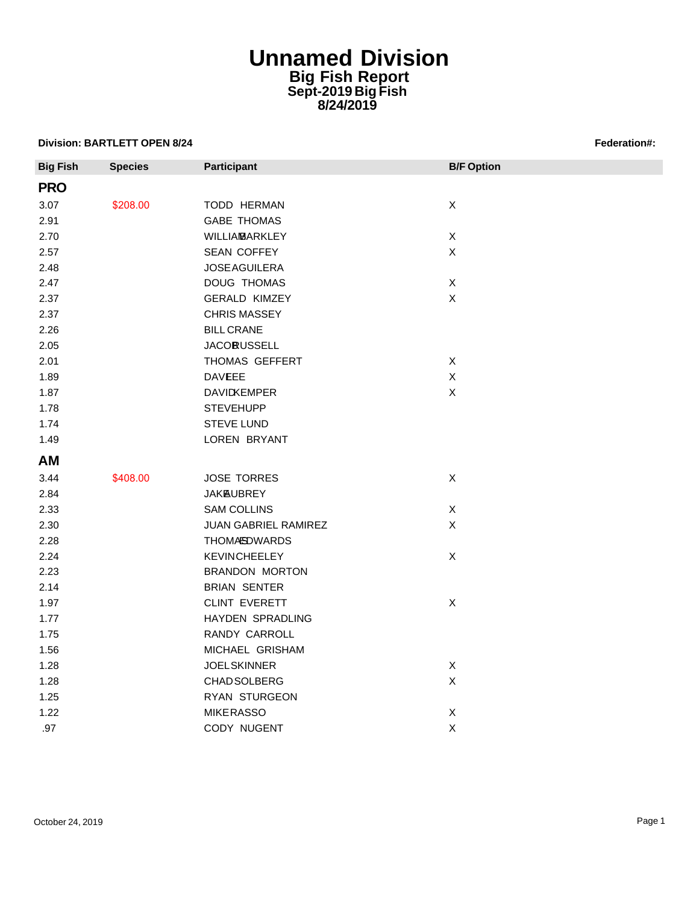# Unnamed Division

## Big Fish Report

### Sept-2019 Big Fish

### 8/24/2019

**Division: BARTLETT OPEN 8/24** **Federation#:**

| Big Fish | Species | Participant | B/F Option |
|---|---|---|---|
| **PRO** | | | |
| 3.07 | $208.00 | TODD HERMAN | X |
| 2.91 | | GABE THOMAS | |
| 2.70 | | WILLIAM BARKLEY | X |
| 2.57 | | SEAN COFFEY | X |
| 2.48 | | JOSE AGUILERA | |
| 2.47 | | DOUG THOMAS | X |
| 2.37 | | GERALD KIMZEY | X |
| 2.37 | | CHRIS MASSEY | |
| 2.26 | | BILL CRANE | |
| 2.05 | | JACOB RUSSELL | |
| 2.01 | | THOMAS GEFFERT | X |
| 1.89 | | DAVE LEE | X |
| 1.87 | | DAVID KEMPER | X |
| 1.78 | | STEVE HUPP | |
| 1.74 | | STEVE LUND | |
| 1.49 | | LOREN BRYANT | |
| **AM** | | | |
| 3.44 | $408.00 | JOSE TORRES | X |
| 2.84 | | JAKE AUBREY | |
| 2.33 | | SAM COLLINS | X |
| 2.30 | | JUAN GABRIEL RAMIREZ | X |
| 2.28 | | THOMAS EDWARDS | |
| 2.24 | | KEVIN CHEELEY | X |
| 2.23 | | BRANDON MORTON | |
| 2.14 | | BRIAN SENTER | |
| 1.97 | | CLINT EVERETT | X |
| 1.77 | | HAYDEN SPRADLING | |
| 1.75 | | RANDY CARROLL | |
| 1.56 | | MICHAEL GRISHAM | |
| 1.28 | | JOEL SKINNER | X |
| 1.28 | | CHAD SOLBERG | X |
| 1.25 | | RYAN STURGEON | |
| 1.22 | | MIKE RASSO | X |
| .97 | | CODY NUGENT | X |

October 24, 2019